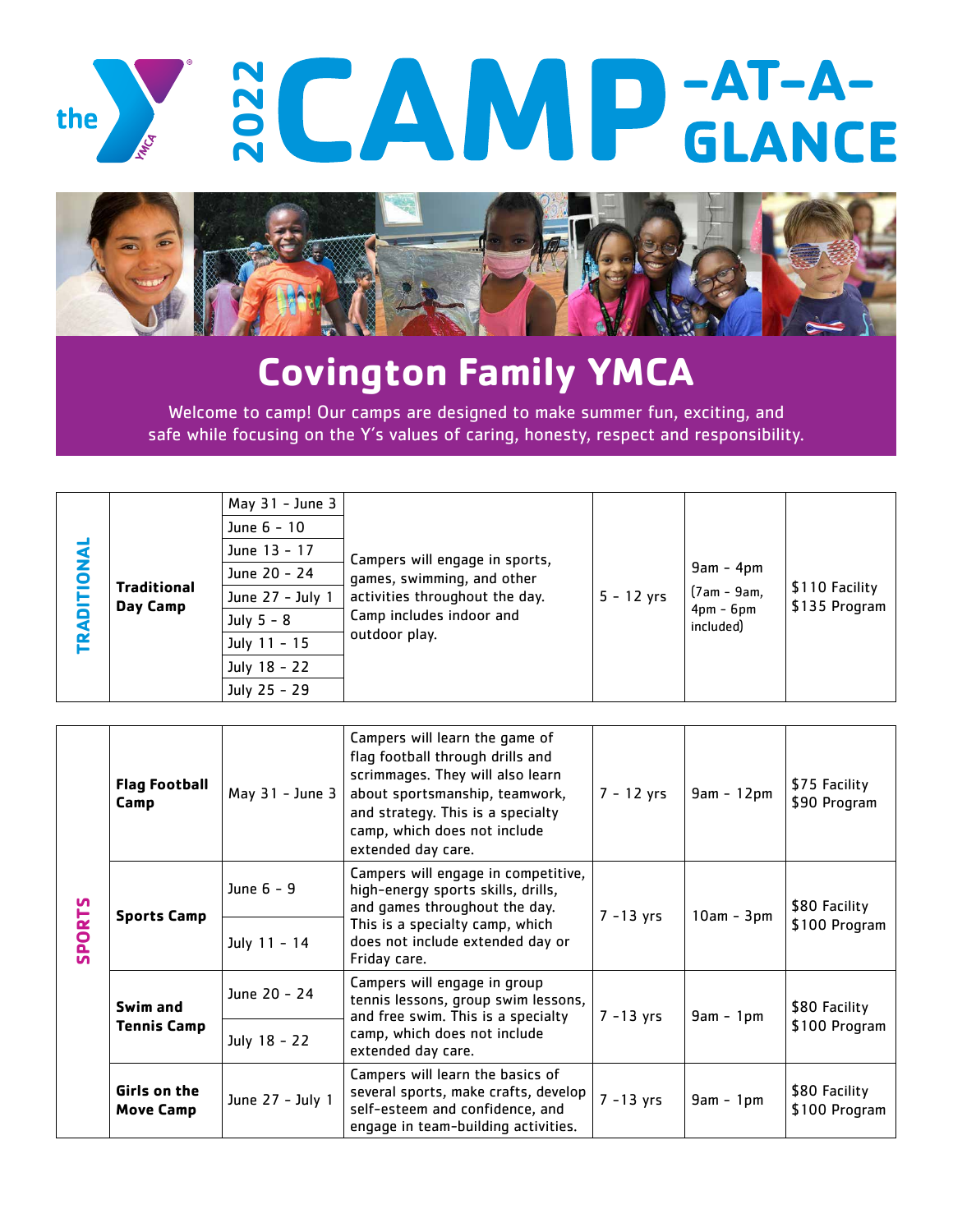# the YMCA 2022 CAMP-AT-A-GLANCE

## Covington Family YMCA

Welcome to camp! Our camps are designed to make summer fun, exciting, and safe while focusing on the Y's values of caring, honesty, respect and responsibility.

| Category | Camp | Dates | Description | Ages | Hours | Cost |
|---|---|---|---|---|---|---|
| TRADITIONAL | **Traditional Day Camp** | May 31 - June 3<br>June 6 - 10<br>June 13 - 17<br>June 20 - 24<br>June 27 - July 1<br>July 5 - 8<br>July 11 - 15<br>July 18 - 22<br>July 25 - 29 | Campers will engage in sports, games, swimming, and other activities throughout the day. Camp includes indoor and outdoor play. | 5 - 12 yrs | 9am - 4pm (7am - 9am, 4pm - 6pm included) | $110 Facility<br>$135 Program |

| Category | Camp | Dates | Description | Ages | Hours | Cost |
|---|---|---|---|---|---|---|
| SPORTS | **Flag Football Camp** | May 31 - June 3 | Campers will learn the game of flag football through drills and scrimmages. They will also learn about sportsmanship, teamwork, and strategy. This is a specialty camp, which does not include extended day care. | 7 - 12 yrs | 9am - 12pm | $75 Facility<br>$90 Program |
| | **Sports Camp** | June 6 - 9<br>July 11 - 14 | Campers will engage in competitive, high-energy sports skills, drills, and games throughout the day. This is a specialty camp, which does not include extended day or Friday care. | 7 -13 yrs | 10am - 3pm | $80 Facility<br>$100 Program |
| | **Swim and Tennis Camp** | June 20 - 24<br>July 18 - 22 | Campers will engage in group tennis lessons, group swim lessons, and free swim. This is a specialty camp, which does not include extended day care. | 7 -13 yrs | 9am - 1pm | $80 Facility<br>$100 Program |
| | **Girls on the Move Camp** | June 27 - July 1 | Campers will learn the basics of several sports, make crafts, develop self-esteem and confidence, and engage in team-building activities. | 7 -13 yrs | 9am - 1pm | $80 Facility<br>$100 Program |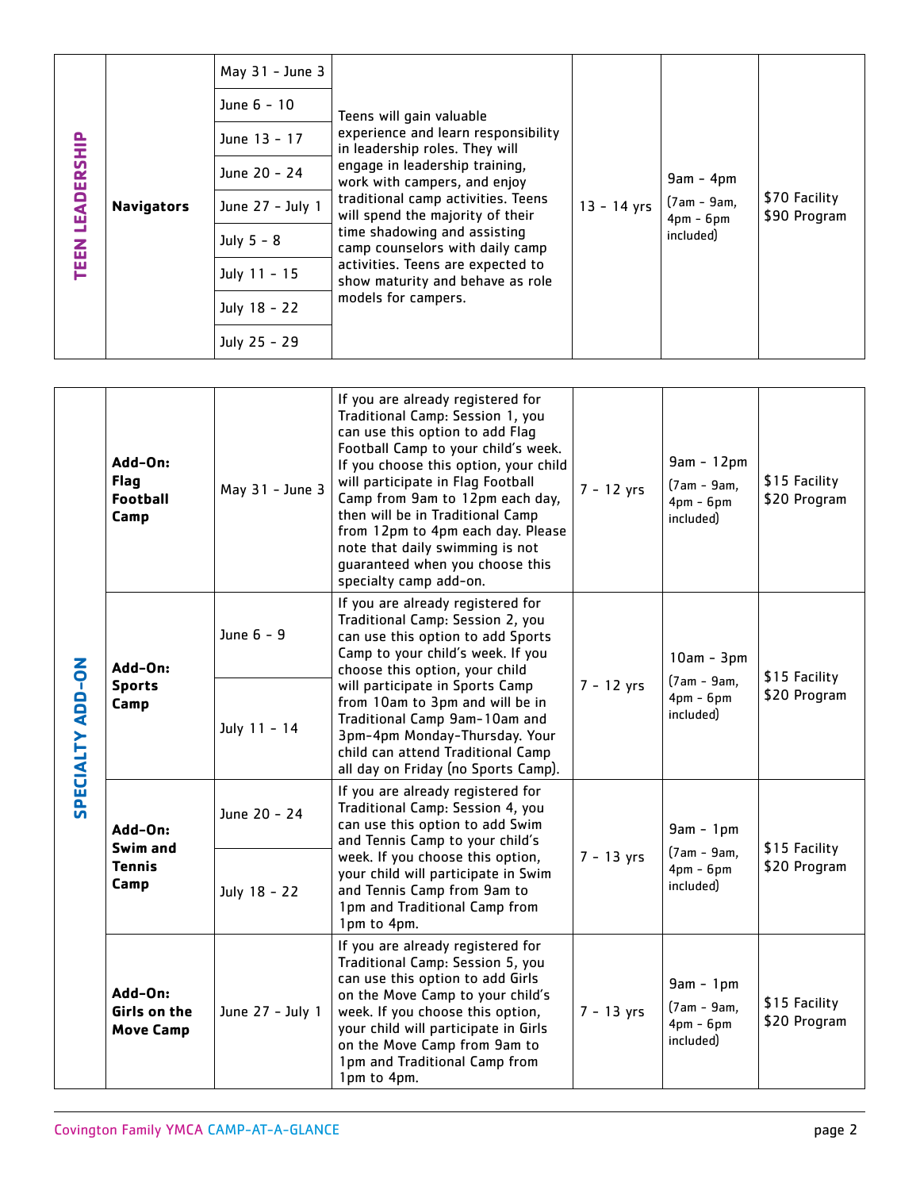| | | | | | | |
|---|---|---|---|---|---|---|
| **TEEN LEADERSHIP** | **Navigators** | May 31 - June 3 | Teens will gain valuable experience and learn responsibility in leadership roles. They will engage in leadership training, work with campers, and enjoy traditional camp activities. Teens will spend the majority of their time shadowing and assisting camp counselors with daily camp activities. Teens are expected to show maturity and behave as role models for campers. | 13 - 14 yrs | 9am - 4pm (7am - 9am, 4pm - 6pm included) | $70 Facility $90 Program |
| | | June 6 - 10 | | | | |
| | | June 13 - 17 | | | | |
| | | June 20 - 24 | | | | |
| | | June 27 - July 1 | | | | |
| | | July 5 - 8 | | | | |
| | | July 11 - 15 | | | | |
| | | July 18 - 22 | | | | |
| | | July 25 - 29 | | | | |

| | | | | | | |
|---|---|---|---|---|---|---|
| **SPECIALTY ADD-ON** | **Add-On: Flag Football Camp** | May 31 - June 3 | If you are already registered for Traditional Camp: Session 1, you can use this option to add Flag Football Camp to your child's week. If you choose this option, your child will participate in Flag Football Camp from 9am to 12pm each day, then will be in Traditional Camp from 12pm to 4pm each day. Please note that daily swimming is not guaranteed when you choose this specialty camp add-on. | 7 - 12 yrs | 9am - 12pm (7am - 9am, 4pm - 6pm included) | $15 Facility $20 Program |
| | **Add-On: Sports Camp** | June 6 - 9 | If you are already registered for Traditional Camp: Session 2, you can use this option to add Sports Camp to your child's week. If you choose this option, your child will participate in Sports Camp from 10am to 3pm and will be in Traditional Camp 9am-10am and 3pm-4pm Monday-Thursday. Your child can attend Traditional Camp all day on Friday (no Sports Camp). | 7 - 12 yrs | 10am - 3pm (7am - 9am, 4pm - 6pm included) | $15 Facility $20 Program |
| | | July 11 - 14 | | | | |
| | **Add-On: Swim and Tennis Camp** | June 20 - 24 | If you are already registered for Traditional Camp: Session 4, you can use this option to add Swim and Tennis Camp to your child's week. If you choose this option, your child will participate in Swim and Tennis Camp from 9am to 1pm and Traditional Camp from 1pm to 4pm. | 7 - 13 yrs | 9am - 1pm (7am - 9am, 4pm - 6pm included) | $15 Facility $20 Program |
| | | July 18 - 22 | | | | |
| | **Add-On: Girls on the Move Camp** | June 27 - July 1 | If you are already registered for Traditional Camp: Session 5, you can use this option to add Girls on the Move Camp to your child's week. If you choose this option, your child will participate in Girls on the Move Camp from 9am to 1pm and Traditional Camp from 1pm to 4pm. | 7 - 13 yrs | 9am - 1pm (7am - 9am, 4pm - 6pm included) | $15 Facility $20 Program |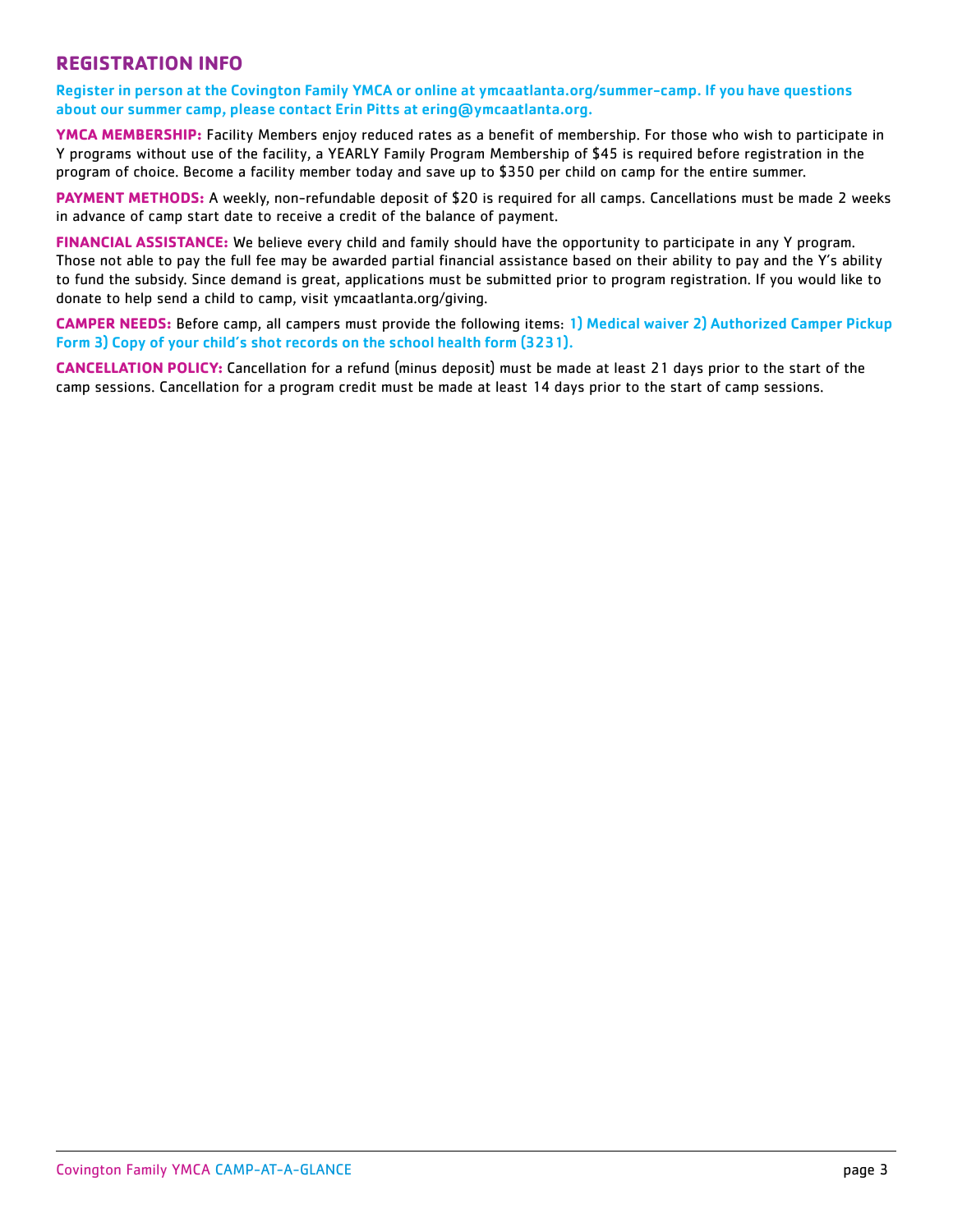## REGISTRATION INFO

**Register in person at the Covington Family YMCA or online at ymcaatlanta.org/summer-camp. If you have questions about our summer camp, please contact Erin Pitts at ering@ymcaatlanta.org.**

**YMCA MEMBERSHIP:** Facility Members enjoy reduced rates as a benefit of membership. For those who wish to participate in Y programs without use of the facility, a YEARLY Family Program Membership of $45 is required before registration in the program of choice. Become a facility member today and save up to $350 per child on camp for the entire summer.

**PAYMENT METHODS:** A weekly, non-refundable deposit of $20 is required for all camps. Cancellations must be made 2 weeks in advance of camp start date to receive a credit of the balance of payment.

**FINANCIAL ASSISTANCE:** We believe every child and family should have the opportunity to participate in any Y program. Those not able to pay the full fee may be awarded partial financial assistance based on their ability to pay and the Y's ability to fund the subsidy. Since demand is great, applications must be submitted prior to program registration. If you would like to donate to help send a child to camp, visit ymcaatlanta.org/giving.

**CAMPER NEEDS:** Before camp, all campers must provide the following items: **1) Medical waiver 2) Authorized Camper Pickup Form 3) Copy of your child's shot records on the school health form (3231).**

**CANCELLATION POLICY:** Cancellation for a refund (minus deposit) must be made at least 21 days prior to the start of the camp sessions. Cancellation for a program credit must be made at least 14 days prior to the start of camp sessions.